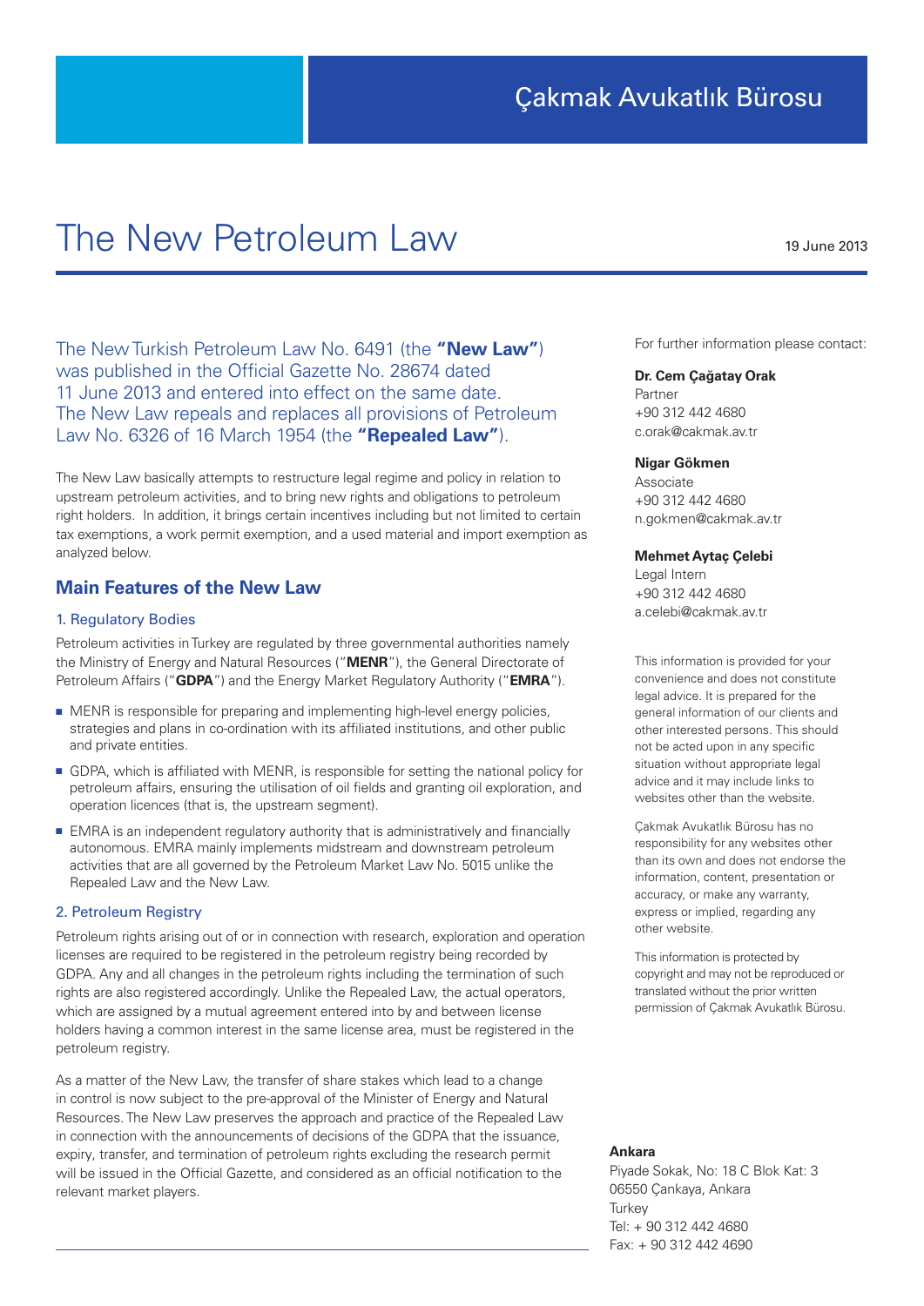Çakmak Avukatlık Bürosu

# The New Petroleum Law

19 June 2013

The New Turkish Petroleum Law No. 6491 (the **"New Law"**) was published in the Official Gazette No. 28674 dated 11 June 2013 and entered into effect on the same date. The New Law repeals and replaces all provisions of Petroleum Law No. 6326 of 16 March 1954 (the **"Repealed Law"**).

The New Law basically attempts to restructure legal regime and policy in relation to upstream petroleum activities, and to bring new rights and obligations to petroleum right holders. In addition, it brings certain incentives including but not limited to certain tax exemptions, a work permit exemption, and a used material and import exemption as analyzed below.

## Main Features of the New Law

### 1. Regulatory Bodies

Petroleum activities in Turkey are regulated by three governmental authorities namely the Ministry of Energy and Natural Resources ("**MENR**"), the General Directorate of Petroleum Affairs ("**GDPA**") and the Energy Market Regulatory Authority ("**EMRA**").

- MENR is responsible for preparing and implementing high-level energy policies, strategies and plans in co-ordination with its affiliated institutions, and other public and private entities.
- GDPA, which is affiliated with MENR, is responsible for setting the national policy for petroleum affairs, ensuring the utilisation of oil fields and granting oil exploration, and operation licences (that is, the upstream segment).
- EMRA is an independent regulatory authority that is administratively and financially autonomous. EMRA mainly implements midstream and downstream petroleum activities that are all governed by the Petroleum Market Law No. 5015 unlike the Repealed Law and the New Law.

### 2. Petroleum Registry

Petroleum rights arising out of or in connection with research, exploration and operation licenses are required to be registered in the petroleum registry being recorded by GDPA. Any and all changes in the petroleum rights including the termination of such rights are also registered accordingly. Unlike the Repealed Law, the actual operators, which are assigned by a mutual agreement entered into by and between license holders having a common interest in the same license area, must be registered in the petroleum registry.

As a matter of the New Law, the transfer of share stakes which lead to a change in control is now subject to the pre-approval of the Minister of Energy and Natural Resources. The New Law preserves the approach and practice of the Repealed Law in connection with the announcements of decisions of the GDPA that the issuance, expiry, transfer, and termination of petroleum rights excluding the research permit will be issued in the Official Gazette, and considered as an official notification to the relevant market players.

For further information please contact:

**Dr. Cem Çağatay Orak**
Partner
+90 312 442 4680
c.orak@cakmak.av.tr

**Nigar Gökmen**
Associate
+90 312 442 4680
n.gokmen@cakmak.av.tr

**Mehmet Aytaç Çelebi**
Legal Intern
+90 312 442 4680
a.celebi@cakmak.av.tr

This information is provided for your convenience and does not constitute legal advice. It is prepared for the general information of our clients and other interested persons. This should not be acted upon in any specific situation without appropriate legal advice and it may include links to websites other than the website.

Çakmak Avukatlık Bürosu has no responsibility for any websites other than its own and does not endorse the information, content, presentation or accuracy, or make any warranty, express or implied, regarding any other website.

This information is protected by copyright and may not be reproduced or translated without the prior written permission of Çakmak Avukatlık Bürosu.

**Ankara**
Piyade Sokak, No: 18 C Blok Kat: 3
06550 Çankaya, Ankara
Turkey
Tel: + 90 312 442 4680
Fax: + 90 312 442 4690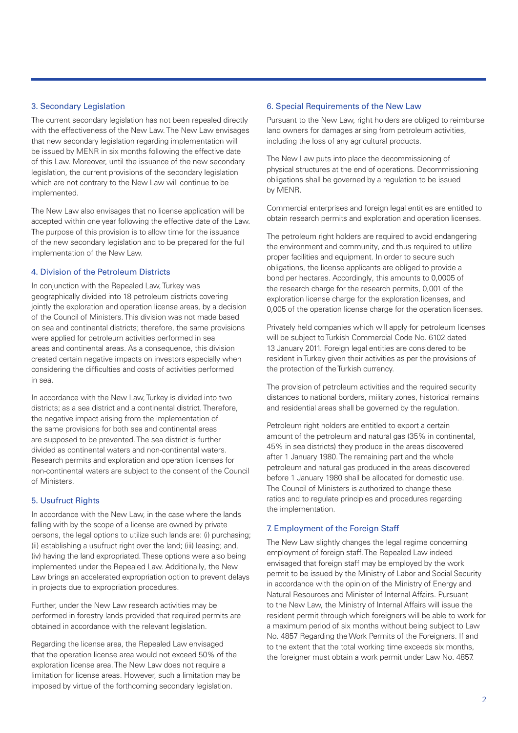## 3. Secondary Legislation

The current secondary legislation has not been repealed directly with the effectiveness of the New Law. The New Law envisages that new secondary legislation regarding implementation will be issued by MENR in six months following the effective date of this Law. Moreover, until the issuance of the new secondary legislation, the current provisions of the secondary legislation which are not contrary to the New Law will continue to be implemented.

The New Law also envisages that no license application will be accepted within one year following the effective date of the Law. The purpose of this provision is to allow time for the issuance of the new secondary legislation and to be prepared for the full implementation of the New Law.

## 4. Division of the Petroleum Districts

In conjunction with the Repealed Law, Turkey was geographically divided into 18 petroleum districts covering jointly the exploration and operation license areas, by a decision of the Council of Ministers. This division was not made based on sea and continental districts; therefore, the same provisions were applied for petroleum activities performed in sea areas and continental areas. As a consequence, this division created certain negative impacts on investors especially when considering the difficulties and costs of activities performed in sea.

In accordance with the New Law, Turkey is divided into two districts; as a sea district and a continental district. Therefore, the negative impact arising from the implementation of the same provisions for both sea and continental areas are supposed to be prevented. The sea district is further divided as continental waters and non-continental waters. Research permits and exploration and operation licenses for non-continental waters are subject to the consent of the Council of Ministers.

## 5. Usufruct Rights

In accordance with the New Law, in the case where the lands falling with by the scope of a license are owned by private persons, the legal options to utilize such lands are: (i) purchasing; (ii) establishing a usufruct right over the land; (iii) leasing; and, (iv) having the land expropriated. These options were also being implemented under the Repealed Law. Additionally, the New Law brings an accelerated expropriation option to prevent delays in projects due to expropriation procedures.

Further, under the New Law research activities may be performed in forestry lands provided that required permits are obtained in accordance with the relevant legislation.

Regarding the license area, the Repealed Law envisaged that the operation license area would not exceed 50% of the exploration license area. The New Law does not require a limitation for license areas. However, such a limitation may be imposed by virtue of the forthcoming secondary legislation.

## 6. Special Requirements of the New Law

Pursuant to the New Law, right holders are obliged to reimburse land owners for damages arising from petroleum activities, including the loss of any agricultural products.

The New Law puts into place the decommissioning of physical structures at the end of operations. Decommissioning obligations shall be governed by a regulation to be issued by MENR.

Commercial enterprises and foreign legal entities are entitled to obtain research permits and exploration and operation licenses.

The petroleum right holders are required to avoid endangering the environment and community, and thus required to utilize proper facilities and equipment. In order to secure such obligations, the license applicants are obliged to provide a bond per hectares. Accordingly, this amounts to 0,0005 of the research charge for the research permits, 0,001 of the exploration license charge for the exploration licenses, and 0,005 of the operation license charge for the operation licenses.

Privately held companies which will apply for petroleum licenses will be subject to Turkish Commercial Code No. 6102 dated 13 January 2011. Foreign legal entities are considered to be resident in Turkey given their activities as per the provisions of the protection of the Turkish currency.

The provision of petroleum activities and the required security distances to national borders, military zones, historical remains and residential areas shall be governed by the regulation.

Petroleum right holders are entitled to export a certain amount of the petroleum and natural gas (35% in continental, 45% in sea districts) they produce in the areas discovered after 1 January 1980. The remaining part and the whole petroleum and natural gas produced in the areas discovered before 1 January 1980 shall be allocated for domestic use. The Council of Ministers is authorized to change these ratios and to regulate principles and procedures regarding the implementation.

## 7. Employment of the Foreign Staff

The New Law slightly changes the legal regime concerning employment of foreign staff. The Repealed Law indeed envisaged that foreign staff may be employed by the work permit to be issued by the Ministry of Labor and Social Security in accordance with the opinion of the Ministry of Energy and Natural Resources and Minister of Internal Affairs. Pursuant to the New Law, the Ministry of Internal Affairs will issue the resident permit through which foreigners will be able to work for a maximum period of six months without being subject to Law No. 4857 Regarding the Work Permits of the Foreigners. If and to the extent that the total working time exceeds six months, the foreigner must obtain a work permit under Law No. 4857.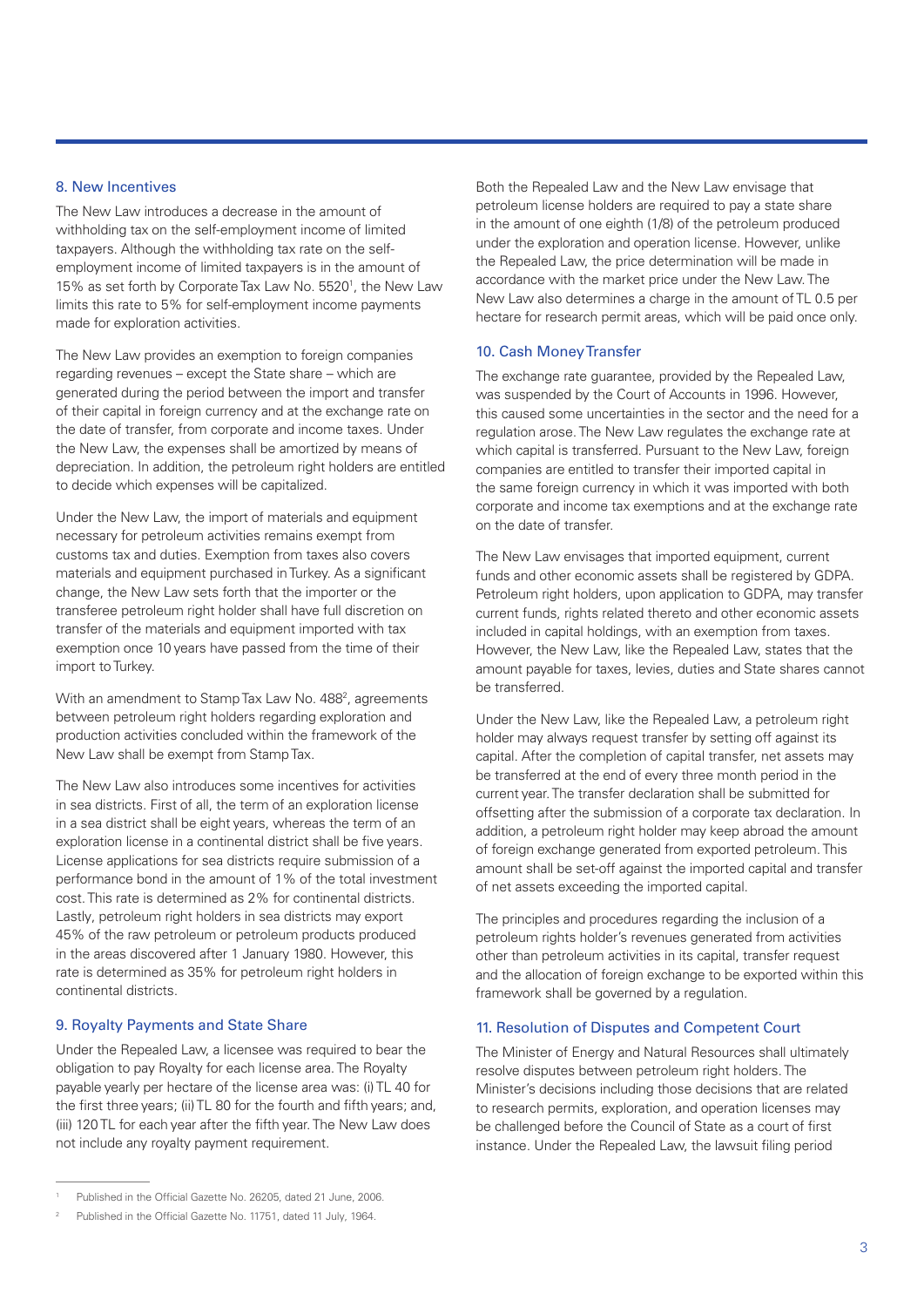## 8. New Incentives

The New Law introduces a decrease in the amount of withholding tax on the self-employment income of limited taxpayers. Although the withholding tax rate on the self-employment income of limited taxpayers is in the amount of 15% as set forth by Corporate Tax Law No. 5520[1], the New Law limits this rate to 5% for self-employment income payments made for exploration activities.

The New Law provides an exemption to foreign companies regarding revenues – except the State share – which are generated during the period between the import and transfer of their capital in foreign currency and at the exchange rate on the date of transfer, from corporate and income taxes. Under the New Law, the expenses shall be amortized by means of depreciation. In addition, the petroleum right holders are entitled to decide which expenses will be capitalized.

Under the New Law, the import of materials and equipment necessary for petroleum activities remains exempt from customs tax and duties. Exemption from taxes also covers materials and equipment purchased in Turkey. As a significant change, the New Law sets forth that the importer or the transferee petroleum right holder shall have full discretion on transfer of the materials and equipment imported with tax exemption once 10 years have passed from the time of their import to Turkey.

With an amendment to Stamp Tax Law No. 488[2], agreements between petroleum right holders regarding exploration and production activities concluded within the framework of the New Law shall be exempt from Stamp Tax.

The New Law also introduces some incentives for activities in sea districts. First of all, the term of an exploration license in a sea district shall be eight years, whereas the term of an exploration license in a continental district shall be five years. License applications for sea districts require submission of a performance bond in the amount of 1% of the total investment cost. This rate is determined as 2% for continental districts. Lastly, petroleum right holders in sea districts may export 45% of the raw petroleum or petroleum products produced in the areas discovered after 1 January 1980. However, this rate is determined as 35% for petroleum right holders in continental districts.

## 9. Royalty Payments and State Share

Under the Repealed Law, a licensee was required to bear the obligation to pay Royalty for each license area. The Royalty payable yearly per hectare of the license area was: (i) TL 40 for the first three years; (ii) TL 80 for the fourth and fifth years; and, (iii) 120 TL for each year after the fifth year. The New Law does not include any royalty payment requirement.

Both the Repealed Law and the New Law envisage that petroleum license holders are required to pay a state share in the amount of one eighth (1/8) of the petroleum produced under the exploration and operation license. However, unlike the Repealed Law, the price determination will be made in accordance with the market price under the New Law. The New Law also determines a charge in the amount of TL 0.5 per hectare for research permit areas, which will be paid once only.

## 10. Cash Money Transfer

The exchange rate guarantee, provided by the Repealed Law, was suspended by the Court of Accounts in 1996. However, this caused some uncertainties in the sector and the need for a regulation arose. The New Law regulates the exchange rate at which capital is transferred. Pursuant to the New Law, foreign companies are entitled to transfer their imported capital in the same foreign currency in which it was imported with both corporate and income tax exemptions and at the exchange rate on the date of transfer.

The New Law envisages that imported equipment, current funds and other economic assets shall be registered by GDPA. Petroleum right holders, upon application to GDPA, may transfer current funds, rights related thereto and other economic assets included in capital holdings, with an exemption from taxes. However, the New Law, like the Repealed Law, states that the amount payable for taxes, levies, duties and State shares cannot be transferred.

Under the New Law, like the Repealed Law, a petroleum right holder may always request transfer by setting off against its capital. After the completion of capital transfer, net assets may be transferred at the end of every three month period in the current year. The transfer declaration shall be submitted for offsetting after the submission of a corporate tax declaration. In addition, a petroleum right holder may keep abroad the amount of foreign exchange generated from exported petroleum. This amount shall be set-off against the imported capital and transfer of net assets exceeding the imported capital.

The principles and procedures regarding the inclusion of a petroleum rights holder's revenues generated from activities other than petroleum activities in its capital, transfer request and the allocation of foreign exchange to be exported within this framework shall be governed by a regulation.

## 11. Resolution of Disputes and Competent Court

The Minister of Energy and Natural Resources shall ultimately resolve disputes between petroleum right holders. The Minister's decisions including those decisions that are related to research permits, exploration, and operation licenses may be challenged before the Council of State as a court of first instance. Under the Repealed Law, the lawsuit filing period

---

[1] Published in the Official Gazette No. 26205, dated 21 June, 2006.

[2] Published in the Official Gazette No. 11751, dated 11 July, 1964.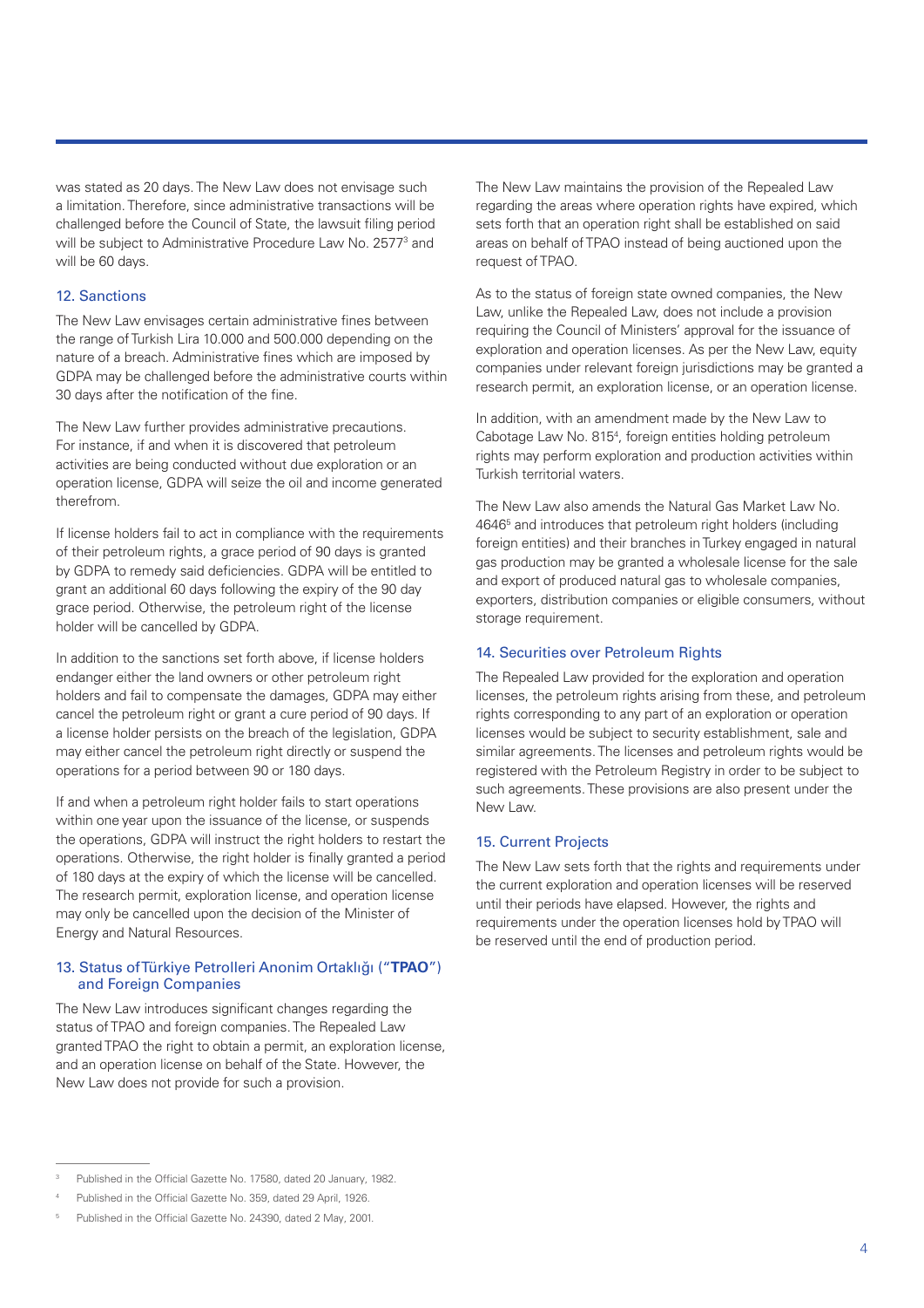was stated as 20 days. The New Law does not envisage such a limitation. Therefore, since administrative transactions will be challenged before the Council of State, the lawsuit filing period will be subject to Administrative Procedure Law No. 2577[3] and will be 60 days.

## 12. Sanctions

The New Law envisages certain administrative fines between the range of Turkish Lira 10.000 and 500.000 depending on the nature of a breach. Administrative fines which are imposed by GDPA may be challenged before the administrative courts within 30 days after the notification of the fine.

The New Law further provides administrative precautions. For instance, if and when it is discovered that petroleum activities are being conducted without due exploration or an operation license, GDPA will seize the oil and income generated therefrom.

If license holders fail to act in compliance with the requirements of their petroleum rights, a grace period of 90 days is granted by GDPA to remedy said deficiencies. GDPA will be entitled to grant an additional 60 days following the expiry of the 90 day grace period. Otherwise, the petroleum right of the license holder will be cancelled by GDPA.

In addition to the sanctions set forth above, if license holders endanger either the land owners or other petroleum right holders and fail to compensate the damages, GDPA may either cancel the petroleum right or grant a cure period of 90 days. If a license holder persists on the breach of the legislation, GDPA may either cancel the petroleum right directly or suspend the operations for a period between 90 or 180 days.

If and when a petroleum right holder fails to start operations within one year upon the issuance of the license, or suspends the operations, GDPA will instruct the right holders to restart the operations. Otherwise, the right holder is finally granted a period of 180 days at the expiry of which the license will be cancelled. The research permit, exploration license, and operation license may only be cancelled upon the decision of the Minister of Energy and Natural Resources.

## 13. Status of Türkiye Petrolleri Anonim Ortaklığı ("**TPAO**") and Foreign Companies

The New Law introduces significant changes regarding the status of TPAO and foreign companies. The Repealed Law granted TPAO the right to obtain a permit, an exploration license, and an operation license on behalf of the State. However, the New Law does not provide for such a provision.

The New Law maintains the provision of the Repealed Law regarding the areas where operation rights have expired, which sets forth that an operation right shall be established on said areas on behalf of TPAO instead of being auctioned upon the request of TPAO.

As to the status of foreign state owned companies, the New Law, unlike the Repealed Law, does not include a provision requiring the Council of Ministers' approval for the issuance of exploration and operation licenses. As per the New Law, equity companies under relevant foreign jurisdictions may be granted a research permit, an exploration license, or an operation license.

In addition, with an amendment made by the New Law to Cabotage Law No. 815[4], foreign entities holding petroleum rights may perform exploration and production activities within Turkish territorial waters.

The New Law also amends the Natural Gas Market Law No. 4646[5] and introduces that petroleum right holders (including foreign entities) and their branches in Turkey engaged in natural gas production may be granted a wholesale license for the sale and export of produced natural gas to wholesale companies, exporters, distribution companies or eligible consumers, without storage requirement.

## 14. Securities over Petroleum Rights

The Repealed Law provided for the exploration and operation licenses, the petroleum rights arising from these, and petroleum rights corresponding to any part of an exploration or operation licenses would be subject to security establishment, sale and similar agreements. The licenses and petroleum rights would be registered with the Petroleum Registry in order to be subject to such agreements. These provisions are also present under the New Law.

## 15. Current Projects

The New Law sets forth that the rights and requirements under the current exploration and operation licenses will be reserved until their periods have elapsed. However, the rights and requirements under the operation licenses hold by TPAO will be reserved until the end of production period.

---

[3] Published in the Official Gazette No. 17580, dated 20 January, 1982.

[4] Published in the Official Gazette No. 359, dated 29 April, 1926.

[5] Published in the Official Gazette No. 24390, dated 2 May, 2001.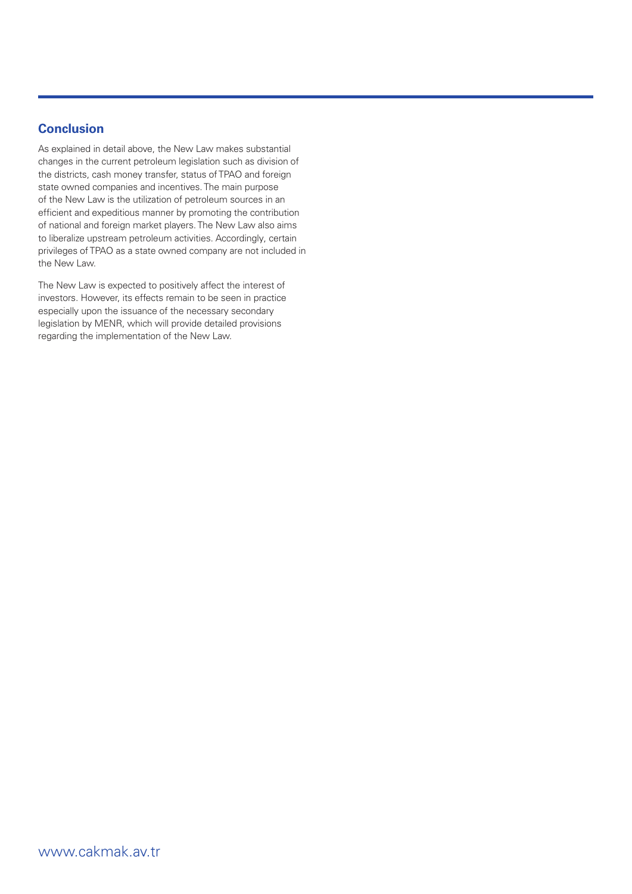## Conclusion

As explained in detail above, the New Law makes substantial changes in the current petroleum legislation such as division of the districts, cash money transfer, status of TPAO and foreign state owned companies and incentives. The main purpose of the New Law is the utilization of petroleum sources in an efficient and expeditious manner by promoting the contribution of national and foreign market players. The New Law also aims to liberalize upstream petroleum activities. Accordingly, certain privileges of TPAO as a state owned company are not included in the New Law.

The New Law is expected to positively affect the interest of investors. However, its effects remain to be seen in practice especially upon the issuance of the necessary secondary legislation by MENR, which will provide detailed provisions regarding the implementation of the New Law.